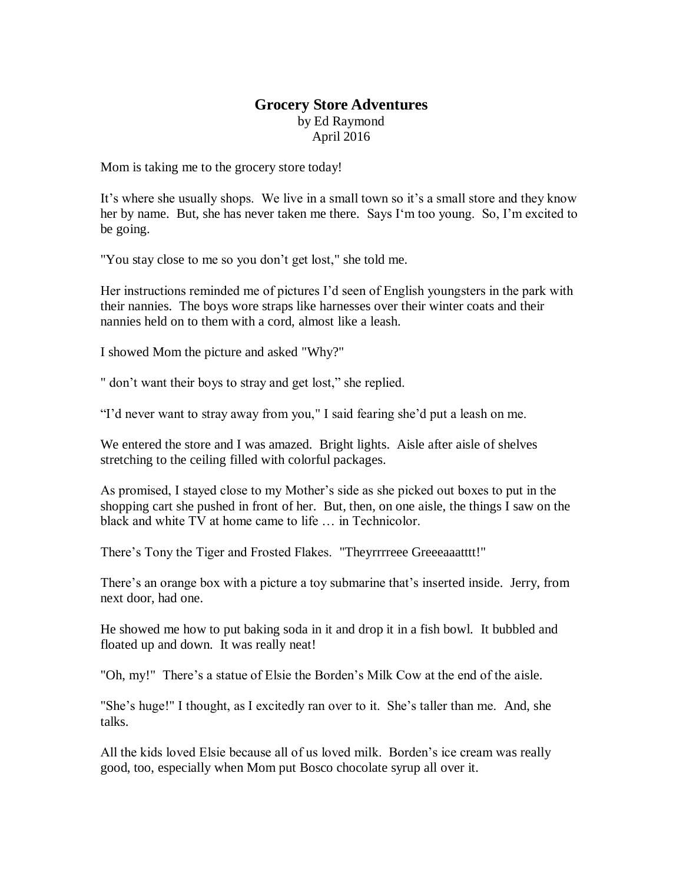# Grocery Store Adventures

by Ed Raymond
April 2016

Mom is taking me to the grocery store today!

It's where she usually shops. We live in a small town so it's a small store and they know her by name. But, she has never taken me there. Says I'm too young. So, I'm excited to be going.

"You stay close to me so you don't get lost," she told me.

Her instructions reminded me of pictures I'd seen of English youngsters in the park with their nannies. The boys wore straps like harnesses over their winter coats and their nannies held on to them with a cord, almost like a leash.

I showed Mom the picture and asked "Why?"

" don't want their boys to stray and get lost," she replied.

"I'd never want to stray away from you," I said fearing she'd put a leash on me.

We entered the store and I was amazed. Bright lights. Aisle after aisle of shelves stretching to the ceiling filled with colorful packages.

As promised, I stayed close to my Mother's side as she picked out boxes to put in the shopping cart she pushed in front of her. But, then, on one aisle, the things I saw on the black and white TV at home came to life … in Technicolor.

There's Tony the Tiger and Frosted Flakes. "Theyrrrreee Greeeaaatttt!"

There's an orange box with a picture a toy submarine that's inserted inside. Jerry, from next door, had one.

He showed me how to put baking soda in it and drop it in a fish bowl. It bubbled and floated up and down. It was really neat!

"Oh, my!" There's a statue of Elsie the Borden's Milk Cow at the end of the aisle.

"She's huge!" I thought, as I excitedly ran over to it. She's taller than me. And, she talks.

All the kids loved Elsie because all of us loved milk. Borden's ice cream was really good, too, especially when Mom put Bosco chocolate syrup all over it.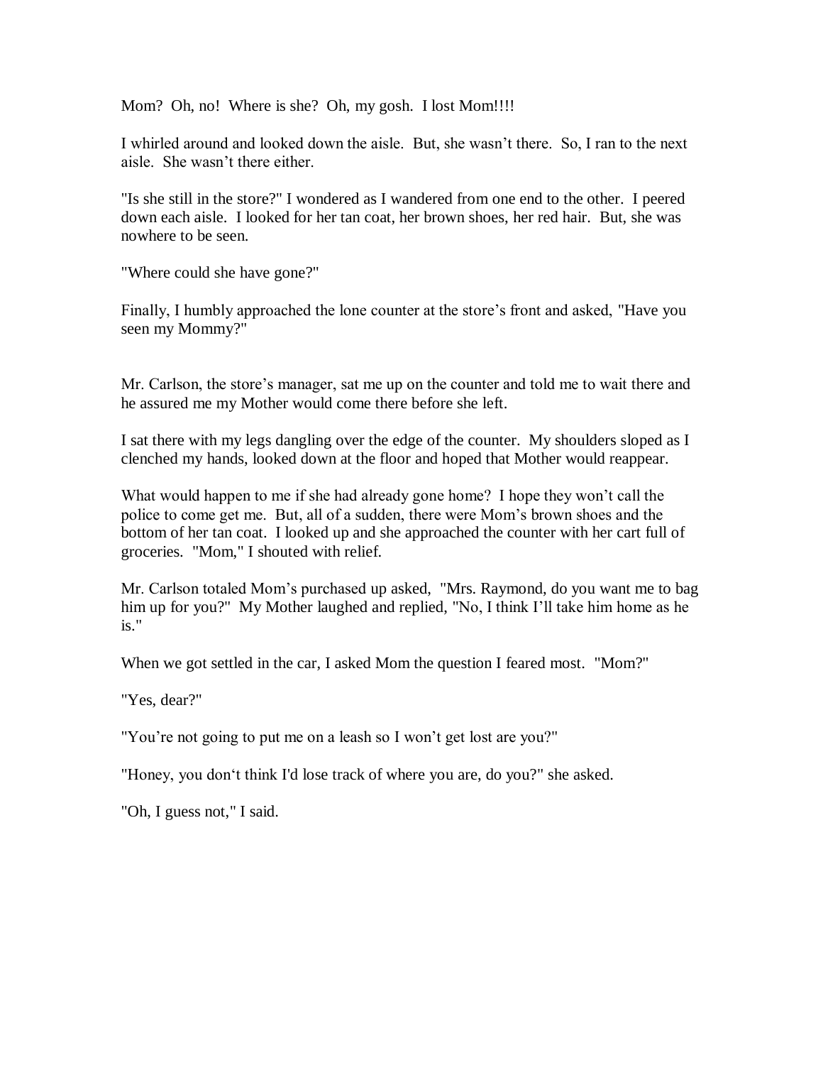Mom? Oh, no! Where is she? Oh, my gosh. I lost Mom!!!!

I whirled around and looked down the aisle. But, she wasn't there. So, I ran to the next aisle. She wasn't there either.

"Is she still in the store?" I wondered as I wandered from one end to the other. I peered down each aisle. I looked for her tan coat, her brown shoes, her red hair. But, she was nowhere to be seen.

"Where could she have gone?"

Finally, I humbly approached the lone counter at the store's front and asked, "Have you seen my Mommy?"

Mr. Carlson, the store's manager, sat me up on the counter and told me to wait there and he assured me my Mother would come there before she left.

I sat there with my legs dangling over the edge of the counter. My shoulders sloped as I clenched my hands, looked down at the floor and hoped that Mother would reappear.

What would happen to me if she had already gone home? I hope they won't call the police to come get me. But, all of a sudden, there were Mom's brown shoes and the bottom of her tan coat. I looked up and she approached the counter with her cart full of groceries. "Mom," I shouted with relief.

Mr. Carlson totaled Mom's purchased up asked, "Mrs. Raymond, do you want me to bag him up for you?" My Mother laughed and replied, "No, I think I'll take him home as he is."

When we got settled in the car, I asked Mom the question I feared most. "Mom?"

"Yes, dear?"

"You're not going to put me on a leash so I won't get lost are you?"

"Honey, you don't think I'd lose track of where you are, do you?" she asked.

"Oh, I guess not," I said.